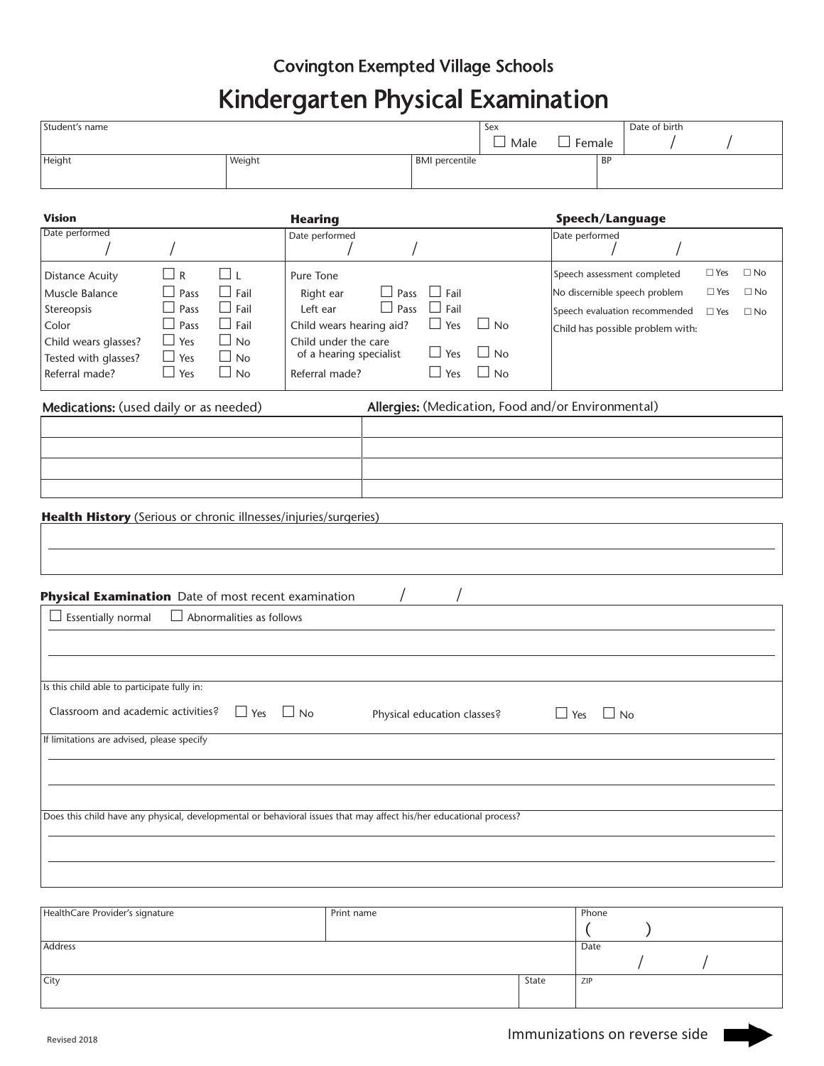Covington Exempted Village Schools

# Kindergarten Physical Examination

| Student's name | Sex ☐ Male ☐ Female | Date of birth / / |
|---|---|---|

| Height | Weight | BMI percentile | BP |
|---|---|---|---|
| | | | |

| Vision | | | Hearing | | | Speech/Language | | |
|---|---|---|---|---|---|---|---|---|
| Date performed / / | | | Date performed / / | | | Date performed / / | | |
| Distance Acuity | ☐ R | ☐ L | Pure Tone | | | Speech assessment completed | ☐ Yes | ☐ No |
| Muscle Balance | ☐ Pass | ☐ Fail | Right ear | ☐ Pass | ☐ Fail | No discernible speech problem | ☐ Yes | ☐ No |
| Stereopsis | ☐ Pass | ☐ Fail | Left ear | ☐ Pass | ☐ Fail | Speech evaluation recommended | ☐ Yes | ☐ No |
| Color | ☐ Pass | ☐ Fail | Child wears hearing aid? | ☐ Yes | ☐ No | Child has possible problem with: | | |
| Child wears glasses? | ☐ Yes | ☐ No | Child under the care of a hearing specialist | ☐ Yes | ☐ No | | | |
| Tested with glasses? | ☐ Yes | ☐ No | | | | | | |
| Referral made? | ☐ Yes | ☐ No | Referral made? | ☐ Yes | ☐ No | | | |

| Medications: (used daily or as needed) | Allergies: (Medication, Food and/or Environmental) |
|---|---|
| | |
| | |
| | |
| | |

**Health History** (Serious or chronic illnesses/injuries/surgeries)

**Physical Examination** Date of most recent examination / /

☐ Essentially normal ☐ Abnormalities as follows

Is this child able to participate fully in:

Classroom and academic activities? ☐ Yes ☐ No Physical education classes? ☐ Yes ☐ No

If limitations are advised, please specify

Does this child have any physical, developmental or behavioral issues that may affect his/her educational process?

| HealthCare Provider's signature | Print name | | Phone ( ) |
|---|---|---|---|
| Address | | | Date / / |
| City | | State | ZIP |

Revised 2018

Immunizations on reverse side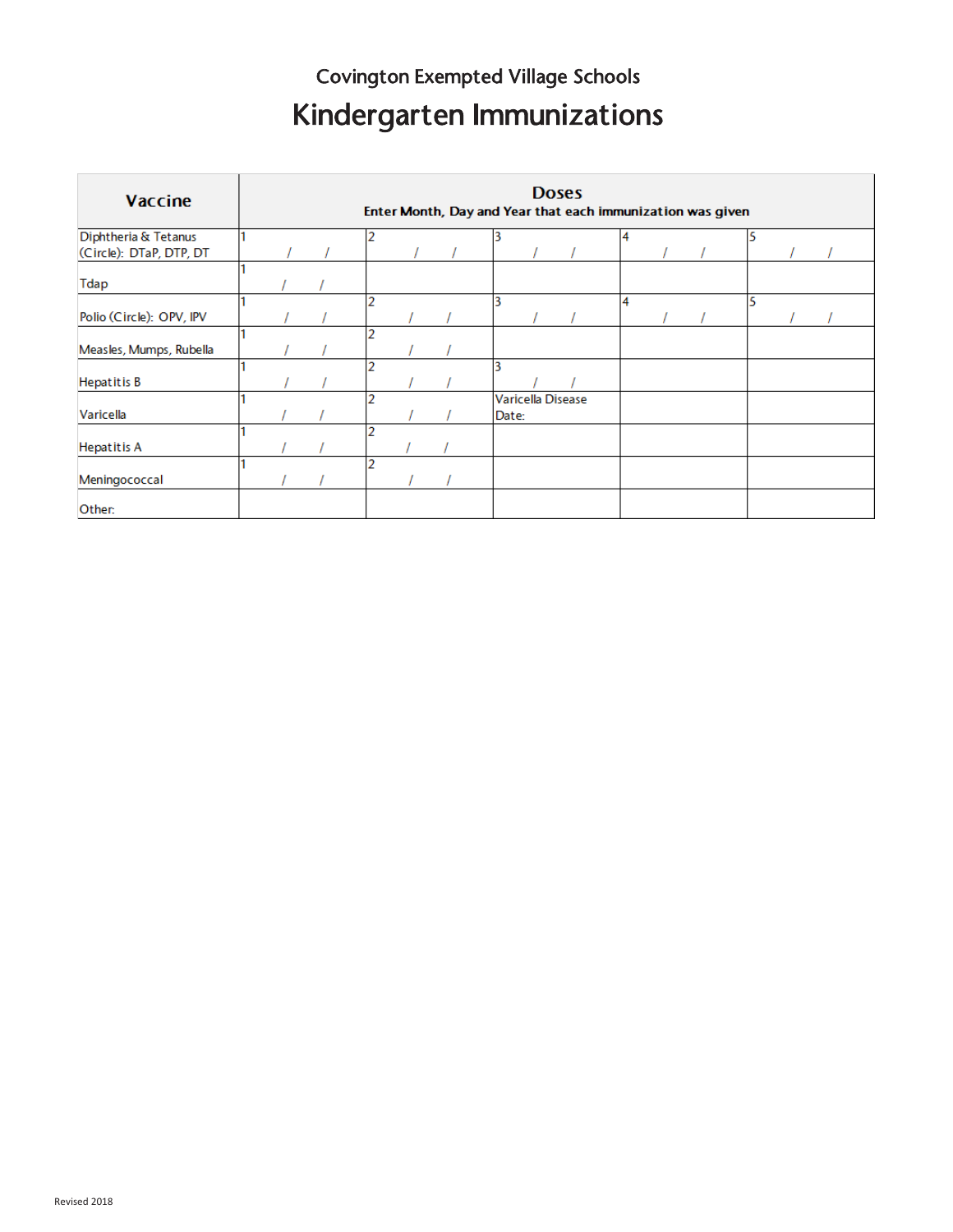## Covington Exempted Village Schools

# Kindergarten Immunizations

| Vaccine | Doses<br>Enter Month, Day and Year that each immunization was given | | | | |
|---|---|---|---|---|---|
| Diphtheria & Tetanus (Circle): DTaP, DTP, DT | 1 / / | 2 / / | 3 / / | 4 / / | 5 / / |
| Tdap | 1 / / | | | | |
| Polio (Circle): OPV, IPV | 1 / / | 2 / / | 3 / / | 4 / / | 5 / / |
| Measles, Mumps, Rubella | 1 / / | 2 / / | | | |
| Hepatitis B | 1 / / | 2 / / | 3 / / | | |
| Varicella | 1 / / | 2 / / | Varicella Disease Date: | | |
| Hepatitis A | 1 / / | 2 / / | | | |
| Meningococcal | 1 / / | 2 / / | | | |
| Other: | | | | | |

Revised 2018